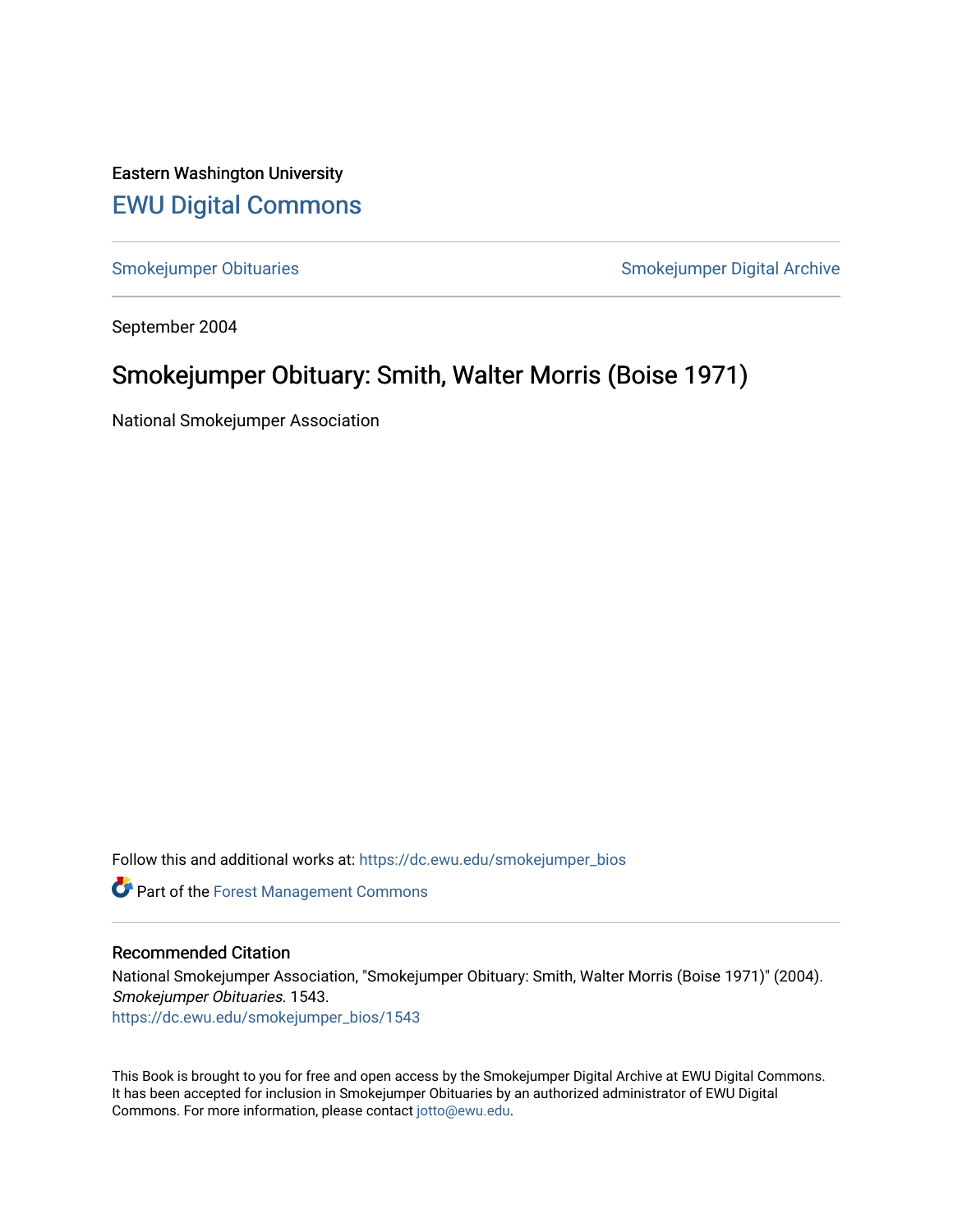Eastern Washington University

# EWU Digital Commons

Smokejumper Obituaries

Smokejumper Digital Archive

September 2004

## Smokejumper Obituary: Smith, Walter Morris (Boise 1971)

National Smokejumper Association

Follow this and additional works at: https://dc.ewu.edu/smokejumper_bios

Part of the Forest Management Commons

### Recommended Citation

National Smokejumper Association, "Smokejumper Obituary: Smith, Walter Morris (Boise 1971)" (2004). *Smokejumper Obituaries*. 1543.
https://dc.ewu.edu/smokejumper_bios/1543

This Book is brought to you for free and open access by the Smokejumper Digital Archive at EWU Digital Commons. It has been accepted for inclusion in Smokejumper Obituaries by an authorized administrator of EWU Digital Commons. For more information, please contact jotto@ewu.edu.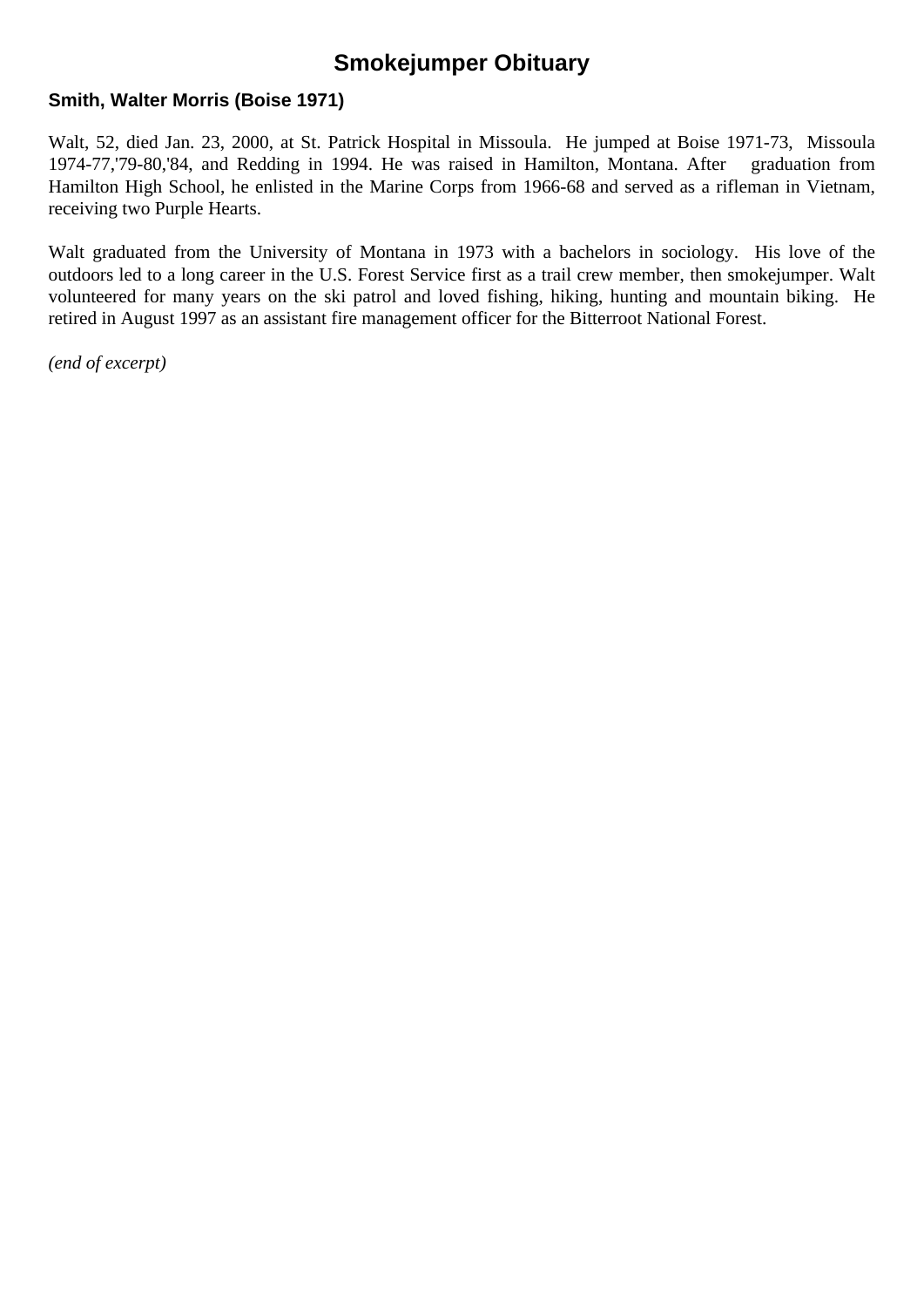# Smokejumper Obituary

### Smith, Walter Morris (Boise 1971)

Walt, 52, died Jan. 23, 2000, at St. Patrick Hospital in Missoula. He jumped at Boise 1971-73, Missoula 1974-77,'79-80,'84, and Redding in 1994. He was raised in Hamilton, Montana. After graduation from Hamilton High School, he enlisted in the Marine Corps from 1966-68 and served as a rifleman in Vietnam, receiving two Purple Hearts.

Walt graduated from the University of Montana in 1973 with a bachelors in sociology. His love of the outdoors led to a long career in the U.S. Forest Service first as a trail crew member, then smokejumper. Walt volunteered for many years on the ski patrol and loved fishing, hiking, hunting and mountain biking. He retired in August 1997 as an assistant fire management officer for the Bitterroot National Forest.

*(end of excerpt)*